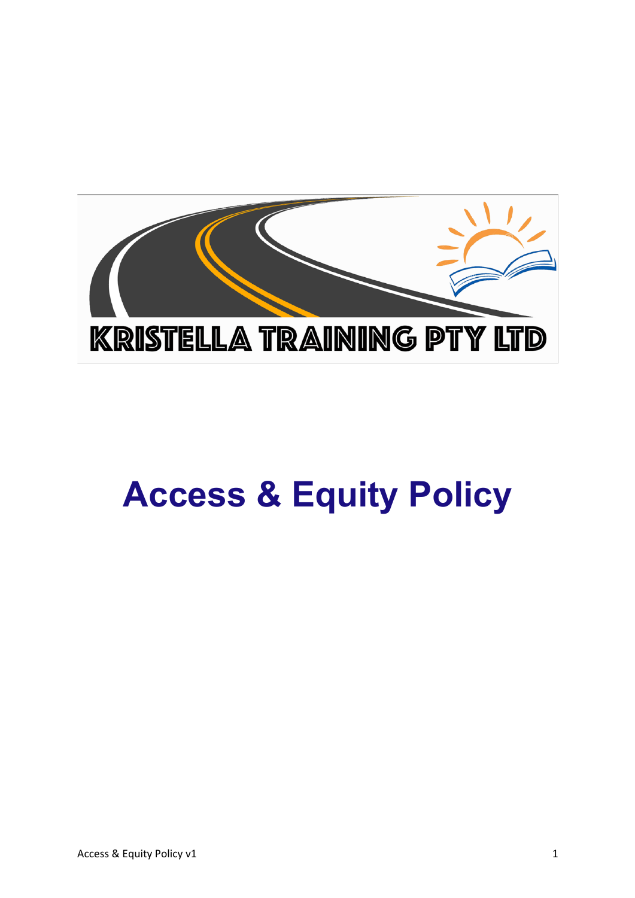KRISTELLA TRAINING PTY LTD

# Access & Equity Policy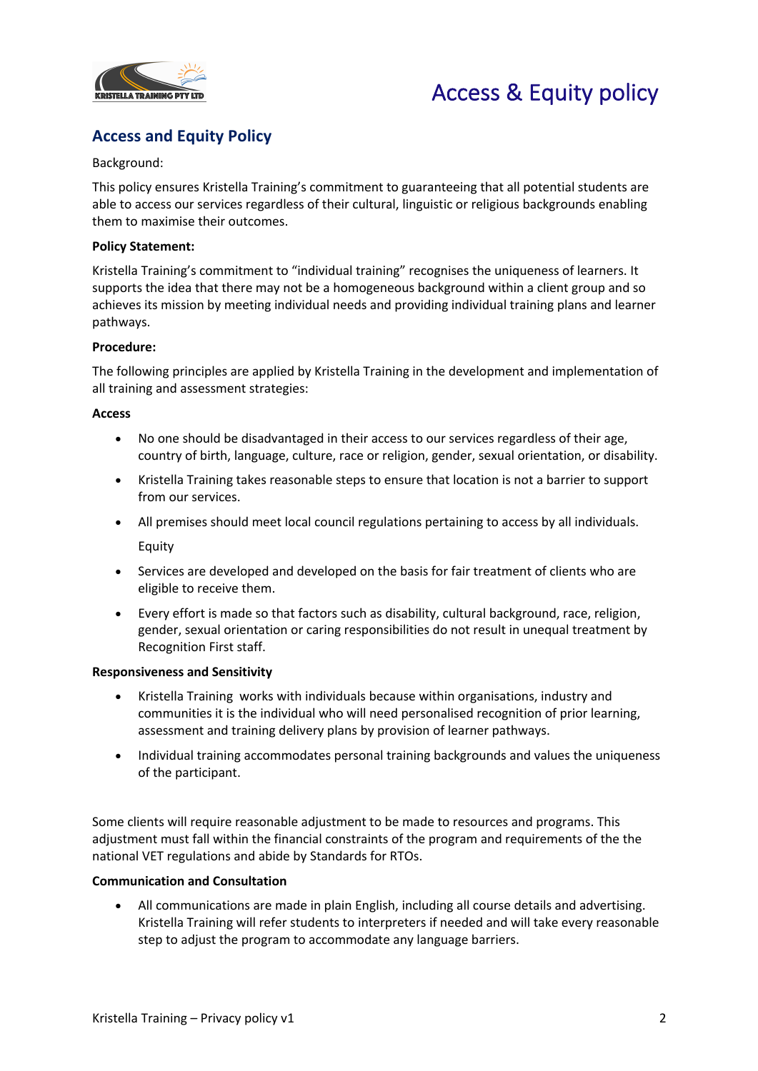## Access and Equity Policy

Background:

This policy ensures Kristella Training's commitment to guaranteeing that all potential students are able to access our services regardless of their cultural, linguistic or religious backgrounds enabling them to maximise their outcomes.

**Policy Statement:**

Kristella Training's commitment to "individual training" recognises the uniqueness of learners. It supports the idea that there may not be a homogeneous background within a client group and so achieves its mission by meeting individual needs and providing individual training plans and learner pathways.

**Procedure:**

The following principles are applied by Kristella Training in the development and implementation of all training and assessment strategies:

**Access**

- No one should be disadvantaged in their access to our services regardless of their age, country of birth, language, culture, race or religion, gender, sexual orientation, or disability.
- Kristella Training takes reasonable steps to ensure that location is not a barrier to support from our services.
- All premises should meet local council regulations pertaining to access by all individuals.

  Equity
- Services are developed and developed on the basis for fair treatment of clients who are eligible to receive them.
- Every effort is made so that factors such as disability, cultural background, race, religion, gender, sexual orientation or caring responsibilities do not result in unequal treatment by Recognition First staff.

**Responsiveness and Sensitivity**

- Kristella Training works with individuals because within organisations, industry and communities it is the individual who will need personalised recognition of prior learning, assessment and training delivery plans by provision of learner pathways.
- Individual training accommodates personal training backgrounds and values the uniqueness of the participant.

Some clients will require reasonable adjustment to be made to resources and programs. This adjustment must fall within the financial constraints of the program and requirements of the the national VET regulations and abide by Standards for RTOs.

**Communication and Consultation**

- All communications are made in plain English, including all course details and advertising. Kristella Training will refer students to interpreters if needed and will take every reasonable step to adjust the program to accommodate any language barriers.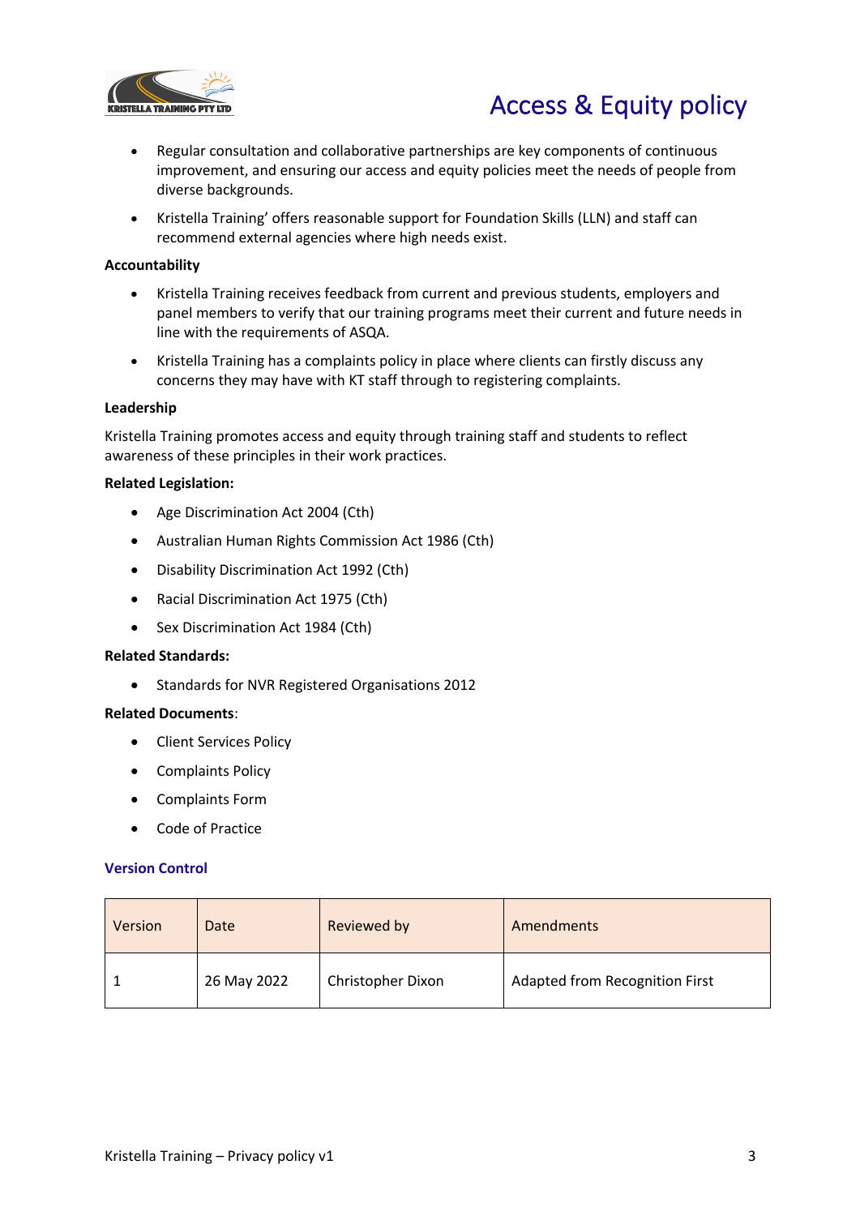- Regular consultation and collaborative partnerships are key components of continuous improvement, and ensuring our access and equity policies meet the needs of people from diverse backgrounds.
- Kristella Training' offers reasonable support for Foundation Skills (LLN) and staff can recommend external agencies where high needs exist.

**Accountability**

- Kristella Training receives feedback from current and previous students, employers and panel members to verify that our training programs meet their current and future needs in line with the requirements of ASQA.
- Kristella Training has a complaints policy in place where clients can firstly discuss any concerns they may have with KT staff through to registering complaints.

**Leadership**

Kristella Training promotes access and equity through training staff and students to reflect awareness of these principles in their work practices.

**Related Legislation:**

- Age Discrimination Act 2004 (Cth)
- Australian Human Rights Commission Act 1986 (Cth)
- Disability Discrimination Act 1992 (Cth)
- Racial Discrimination Act 1975 (Cth)
- Sex Discrimination Act 1984 (Cth)

**Related Standards:**

- Standards for NVR Registered Organisations 2012

**Related Documents**:

- Client Services Policy
- Complaints Policy
- Complaints Form
- Code of Practice

### Version Control

| Version | Date | Reviewed by | Amendments |
|---|---|---|---|
| 1 | 26 May 2022 | Christopher Dixon | Adapted from Recognition First |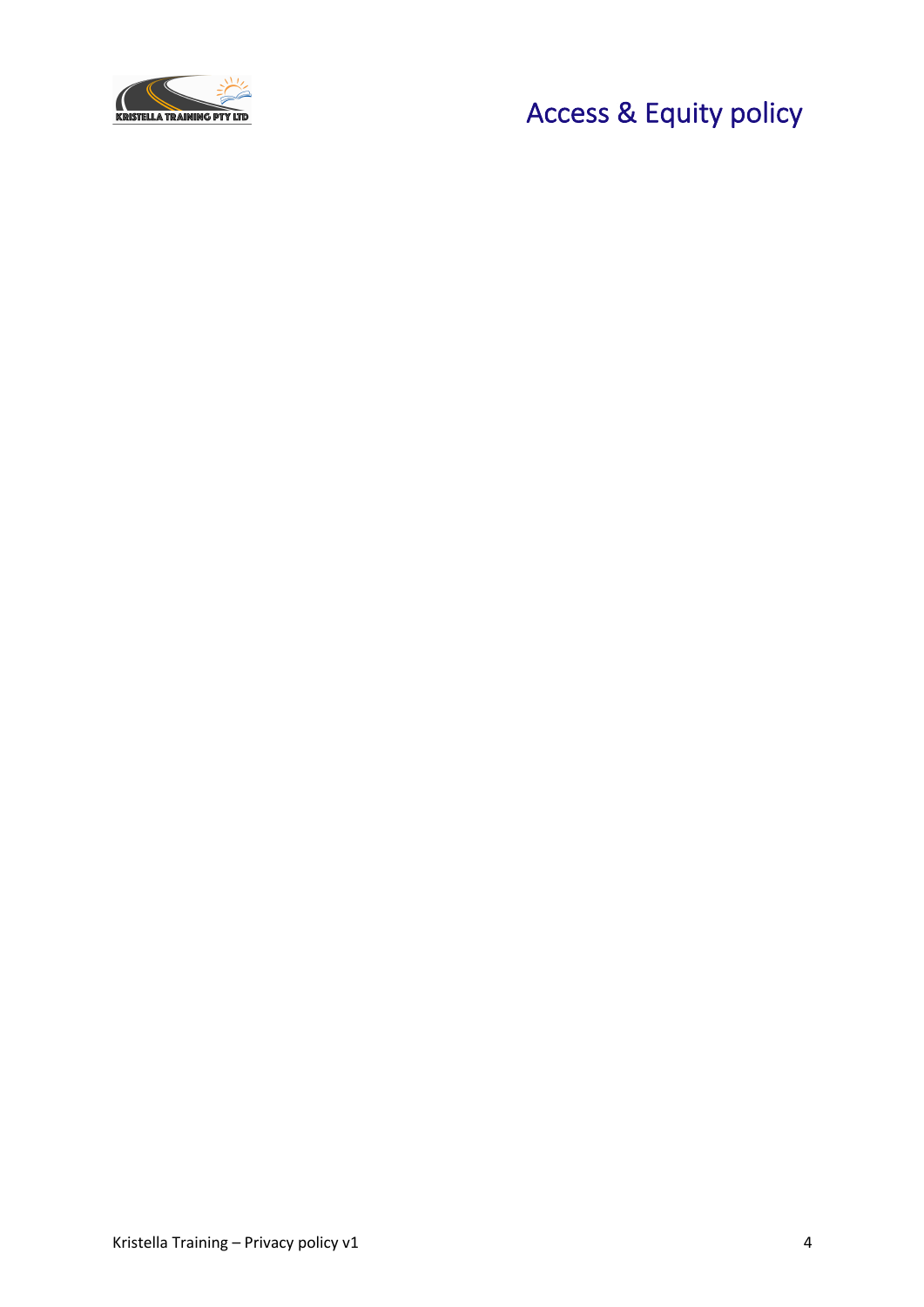# Access & Equity policy